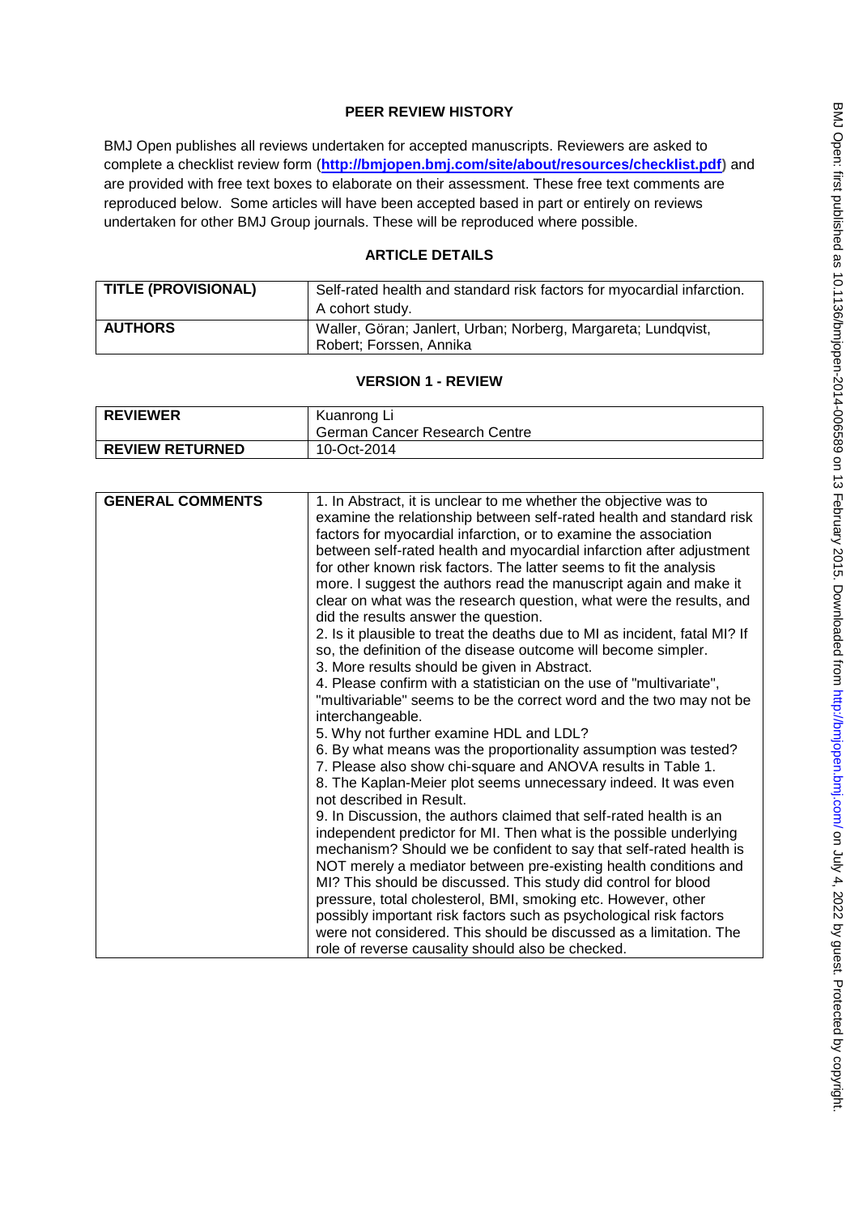# PEER REVIEW HISTORY

BMJ Open publishes all reviews undertaken for accepted manuscripts. Reviewers are asked to complete a checklist review form (**http://bmjopen.bmj.com/site/about/resources/checklist.pdf**) and are provided with free text boxes to elaborate on their assessment. These free text comments are reproduced below. Some articles will have been accepted based in part or entirely on reviews undertaken for other BMJ Group journals. These will be reproduced where possible.

## ARTICLE DETAILS

| | |
|---|---|
| **TITLE (PROVISIONAL)** | Self-rated health and standard risk factors for myocardial infarction. A cohort study. |
| **AUTHORS** | Waller, Göran; Janlert, Urban; Norberg, Margareta; Lundqvist, Robert; Forssen, Annika |

## VERSION 1 - REVIEW

| | |
|---|---|
| **REVIEWER** | Kuanrong Li<br>German Cancer Research Centre |
| **REVIEW RETURNED** | 10-Oct-2014 |

| | |
|---|---|
| **GENERAL COMMENTS** | 1. In Abstract, it is unclear to me whether the objective was to examine the relationship between self-rated health and standard risk factors for myocardial infarction, or to examine the association between self-rated health and myocardial infarction after adjustment for other known risk factors. The latter seems to fit the analysis more. I suggest the authors read the manuscript again and make it clear on what was the research question, what were the results, and did the results answer the question.<br>2. Is it plausible to treat the deaths due to MI as incident, fatal MI? If so, the definition of the disease outcome will become simpler.<br>3. More results should be given in Abstract.<br>4. Please confirm with a statistician on the use of "multivariate", "multivariable" seems to be the correct word and the two may not be interchangeable.<br>5. Why not further examine HDL and LDL?<br>6. By what means was the proportionality assumption was tested?<br>7. Please also show chi-square and ANOVA results in Table 1.<br>8. The Kaplan-Meier plot seems unnecessary indeed. It was even not described in Result.<br>9. In Discussion, the authors claimed that self-rated health is an independent predictor for MI. Then what is the possible underlying mechanism? Should we be confident to say that self-rated health is NOT merely a mediator between pre-existing health conditions and MI? This should be discussed. This study did control for blood pressure, total cholesterol, BMI, smoking etc. However, other possibly important risk factors such as psychological risk factors were not considered. This should be discussed as a limitation. The role of reverse causality should also be checked. |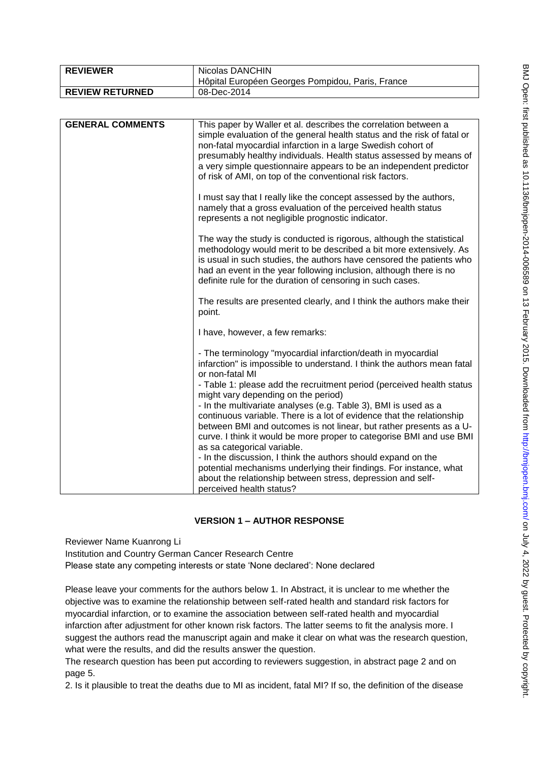| REVIEWER | Nicolas DANCHIN<br>Hôpital Européen Georges Pompidou, Paris, France |
|---|---|
| REVIEW RETURNED | 08-Dec-2014 |

| GENERAL COMMENTS | This paper by Waller et al. describes the correlation between a simple evaluation of the general health status and the risk of fatal or non-fatal myocardial infarction in a large Swedish cohort of presumably healthy individuals. Health status assessed by means of a very simple questionnaire appears to be an independent predictor of risk of AMI, on top of the conventional risk factors.<br><br>I must say that I really like the concept assessed by the authors, namely that a gross evaluation of the perceived health status represents a not negligible prognostic indicator.<br><br>The way the study is conducted is rigorous, although the statistical methodology would merit to be described a bit more extensively. As is usual in such studies, the authors have censored the patients who had an event in the year following inclusion, although there is no definite rule for the duration of censoring in such cases.<br><br>The results are presented clearly, and I think the authors make their point.<br><br>I have, however, a few remarks:<br><br>- The terminology "myocardial infarction/death in myocardial infarction" is impossible to understand. I think the authors mean fatal or non-fatal MI<br>- Table 1: please add the recruitment period (perceived health status might vary depending on the period)<br>- In the multivariate analyses (e.g. Table 3), BMI is used as a continuous variable. There is a lot of evidence that the relationship between BMI and outcomes is not linear, but rather presents as a U-curve. I think it would be more proper to categorise BMI and use BMI as sa categorical variable.<br>- In the discussion, I think the authors should expand on the potential mechanisms underlying their findings. For instance, what about the relationship between stress, depression and self-perceived health status? |
|---|---|

## VERSION 1 – AUTHOR RESPONSE

Reviewer Name Kuanrong Li
Institution and Country German Cancer Research Centre
Please state any competing interests or state 'None declared': None declared

Please leave your comments for the authors below 1. In Abstract, it is unclear to me whether the objective was to examine the relationship between self-rated health and standard risk factors for myocardial infarction, or to examine the association between self-rated health and myocardial infarction after adjustment for other known risk factors. The latter seems to fit the analysis more. I suggest the authors read the manuscript again and make it clear on what was the research question, what were the results, and did the results answer the question.

The research question has been put according to reviewers suggestion, in abstract page 2 and on page 5.

2. Is it plausible to treat the deaths due to MI as incident, fatal MI? If so, the definition of the disease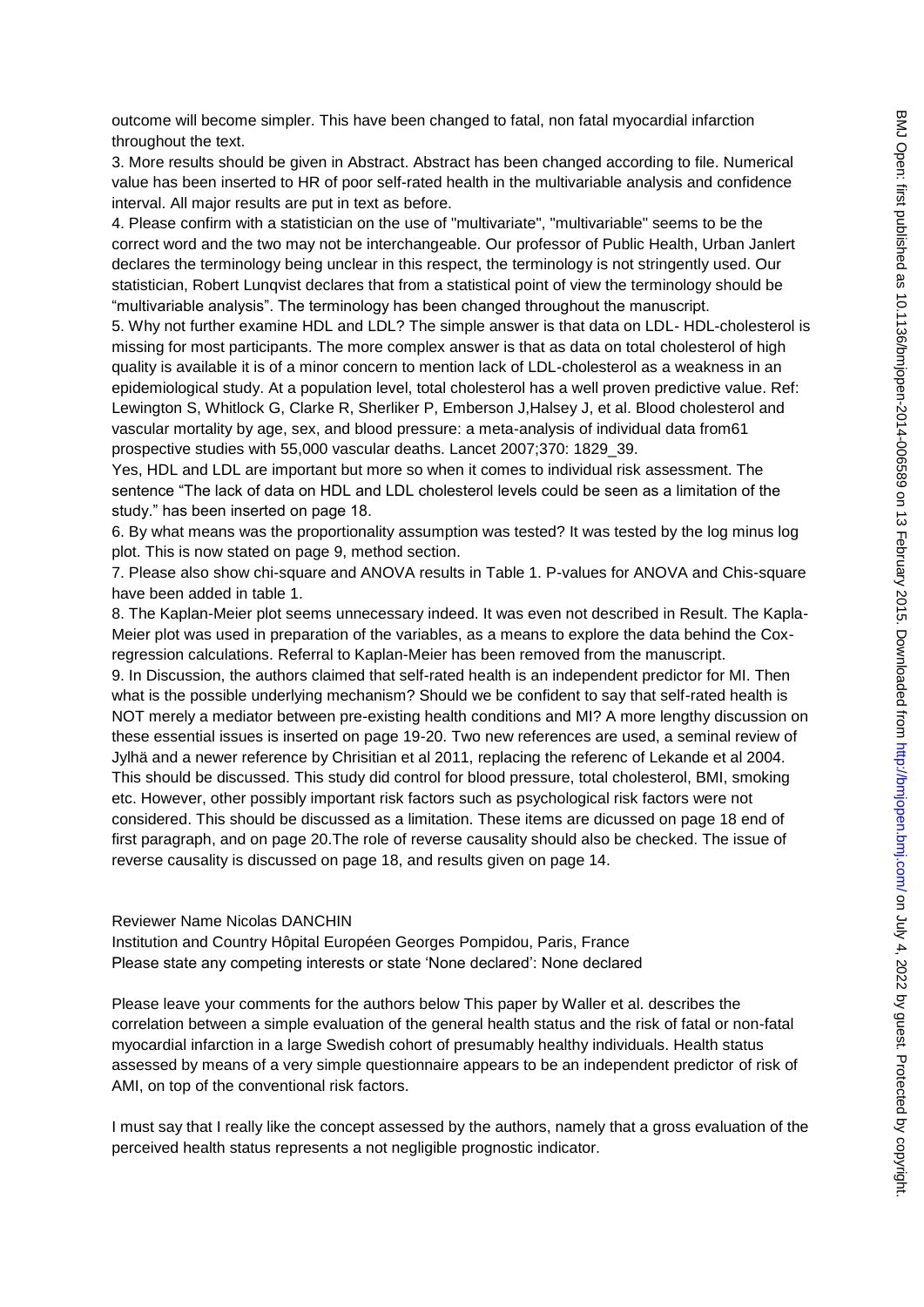outcome will become simpler. This have been changed to fatal, non fatal myocardial infarction throughout the text.

3. More results should be given in Abstract. Abstract has been changed according to file. Numerical value has been inserted to HR of poor self-rated health in the multivariable analysis and confidence interval. All major results are put in text as before.

4. Please confirm with a statistician on the use of "multivariate", "multivariable" seems to be the correct word and the two may not be interchangeable. Our professor of Public Health, Urban Janlert declares the terminology being unclear in this respect, the terminology is not stringently used. Our statistician, Robert Lunqvist declares that from a statistical point of view the terminology should be "multivariable analysis". The terminology has been changed throughout the manuscript.

5. Why not further examine HDL and LDL? The simple answer is that data on LDL- HDL-cholesterol is missing for most participants. The more complex answer is that as data on total cholesterol of high quality is available it is of a minor concern to mention lack of LDL-cholesterol as a weakness in an epidemiological study. At a population level, total cholesterol has a well proven predictive value. Ref: Lewington S, Whitlock G, Clarke R, Sherliker P, Emberson J,Halsey J, et al. Blood cholesterol and vascular mortality by age, sex, and blood pressure: a meta-analysis of individual data from61 prospective studies with 55,000 vascular deaths. Lancet 2007;370: 1829_39.

Yes, HDL and LDL are important but more so when it comes to individual risk assessment. The sentence "The lack of data on HDL and LDL cholesterol levels could be seen as a limitation of the study." has been inserted on page 18.

6. By what means was the proportionality assumption was tested? It was tested by the log minus log plot. This is now stated on page 9, method section.

7. Please also show chi-square and ANOVA results in Table 1. P-values for ANOVA and Chis-square have been added in table 1.

8. The Kaplan-Meier plot seems unnecessary indeed. It was even not described in Result. The Kapla-Meier plot was used in preparation of the variables, as a means to explore the data behind the Cox-regression calculations. Referral to Kaplan-Meier has been removed from the manuscript.

9. In Discussion, the authors claimed that self-rated health is an independent predictor for MI. Then what is the possible underlying mechanism? Should we be confident to say that self-rated health is NOT merely a mediator between pre-existing health conditions and MI? A more lengthy discussion on these essential issues is inserted on page 19-20. Two new references are used, a seminal review of Jylhä and a newer reference by Chrisitian et al 2011, replacing the referenc of Lekande et al 2004. This should be discussed. This study did control for blood pressure, total cholesterol, BMI, smoking etc. However, other possibly important risk factors such as psychological risk factors were not considered. This should be discussed as a limitation. These items are dicussed on page 18 end of first paragraph, and on page 20.The role of reverse causality should also be checked. The issue of reverse causality is discussed on page 18, and results given on page 14.

Reviewer Name Nicolas DANCHIN
Institution and Country Hôpital Européen Georges Pompidou, Paris, France
Please state any competing interests or state 'None declared': None declared

Please leave your comments for the authors below This paper by Waller et al. describes the correlation between a simple evaluation of the general health status and the risk of fatal or non-fatal myocardial infarction in a large Swedish cohort of presumably healthy individuals. Health status assessed by means of a very simple questionnaire appears to be an independent predictor of risk of AMI, on top of the conventional risk factors.

I must say that I really like the concept assessed by the authors, namely that a gross evaluation of the perceived health status represents a not negligible prognostic indicator.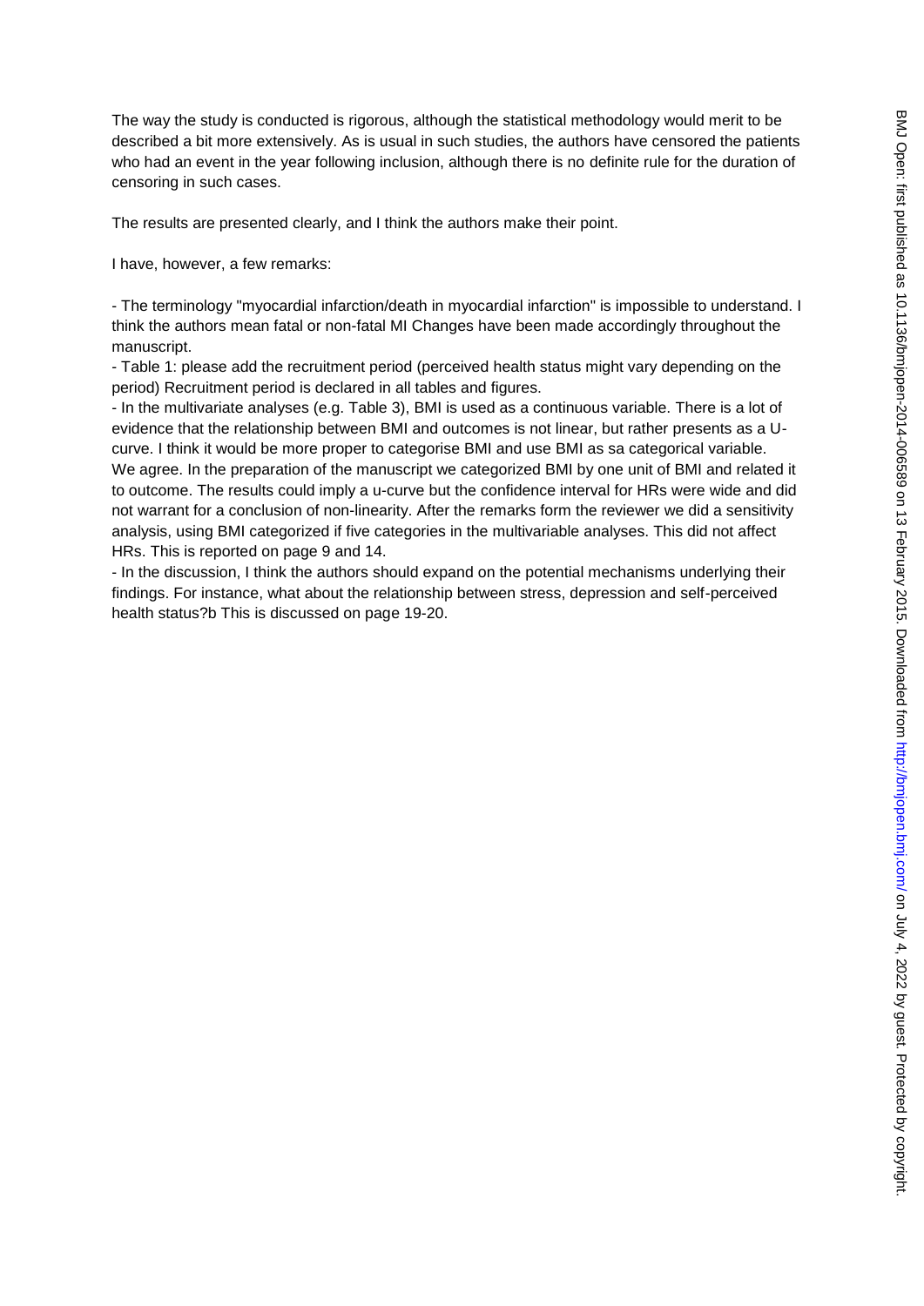The way the study is conducted is rigorous, although the statistical methodology would merit to be described a bit more extensively. As is usual in such studies, the authors have censored the patients who had an event in the year following inclusion, although there is no definite rule for the duration of censoring in such cases.

The results are presented clearly, and I think the authors make their point.

I have, however, a few remarks:

- The terminology "myocardial infarction/death in myocardial infarction" is impossible to understand. I think the authors mean fatal or non-fatal MI Changes have been made accordingly throughout the manuscript.
- Table 1: please add the recruitment period (perceived health status might vary depending on the period) Recruitment period is declared in all tables and figures.
- In the multivariate analyses (e.g. Table 3), BMI is used as a continuous variable. There is a lot of evidence that the relationship between BMI and outcomes is not linear, but rather presents as a U-curve. I think it would be more proper to categorise BMI and use BMI as sa categorical variable. We agree. In the preparation of the manuscript we categorized BMI by one unit of BMI and related it to outcome. The results could imply a u-curve but the confidence interval for HRs were wide and did not warrant for a conclusion of non-linearity. After the remarks form the reviewer we did a sensitivity analysis, using BMI categorized if five categories in the multivariable analyses. This did not affect HRs. This is reported on page 9 and 14.
- In the discussion, I think the authors should expand on the potential mechanisms underlying their findings. For instance, what about the relationship between stress, depression and self-perceived health status?b This is discussed on page 19-20.